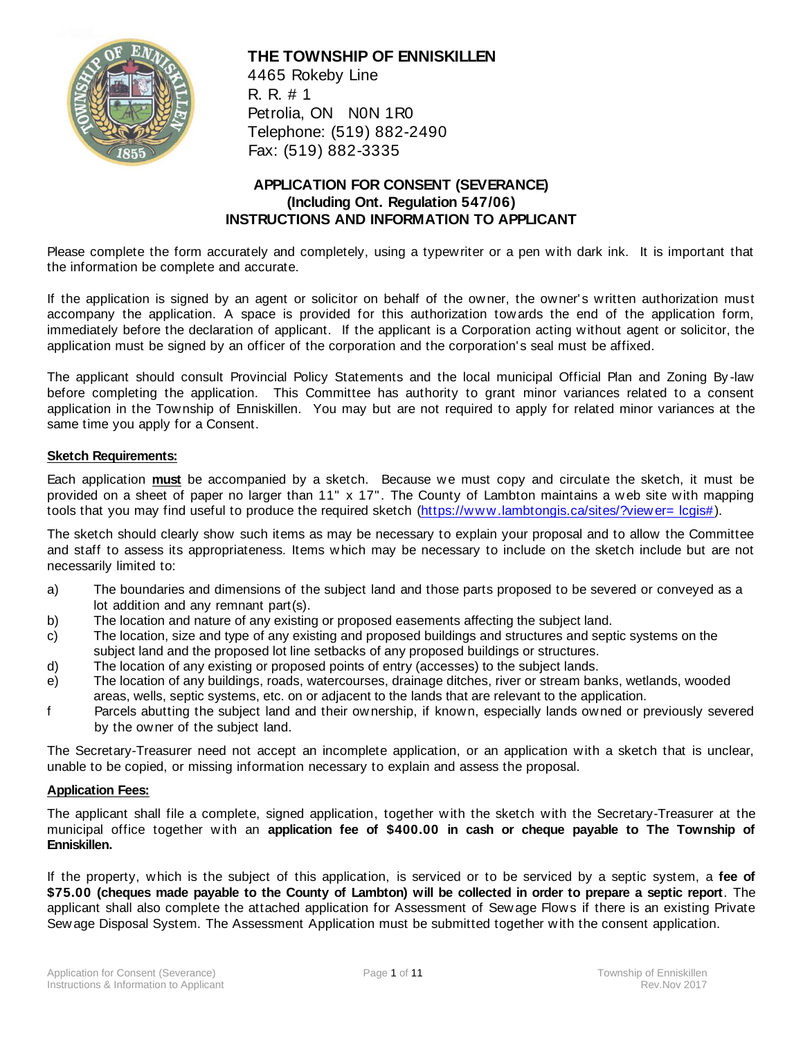# THE TOWNSHIP OF ENNISKILLEN

4465 Rokeby Line
R. R. # 1
Petrolia, ON N0N 1R0
Telephone: (519) 882-2490
Fax: (519) 882-3335

## APPLICATION FOR CONSENT (SEVERANCE)
## (Including Ont. Regulation 547/06)
## INSTRUCTIONS AND INFORMATION TO APPLICANT

Please complete the form accurately and completely, using a typewriter or a pen with dark ink. It is important that the information be complete and accurate.

If the application is signed by an agent or solicitor on behalf of the owner, the owner's written authorization must accompany the application. A space is provided for this authorization towards the end of the application form, immediately before the declaration of applicant. If the applicant is a Corporation acting without agent or solicitor, the application must be signed by an officer of the corporation and the corporation's seal must be affixed.

The applicant should consult Provincial Policy Statements and the local municipal Official Plan and Zoning By-law before completing the application. This Committee has authority to grant minor variances related to a consent application in the Township of Enniskillen. You may but are not required to apply for related minor variances at the same time you apply for a Consent.

**Sketch Requirements:**

Each application **must** be accompanied by a sketch. Because we must copy and circulate the sketch, it must be provided on a sheet of paper no larger than 11" x 17". The County of Lambton maintains a web site with mapping tools that you may find useful to produce the required sketch (https://www.lambtongis.ca/sites/?viewer= lcgis#).

The sketch should clearly show such items as may be necessary to explain your proposal and to allow the Committee and staff to assess its appropriateness. Items which may be necessary to include on the sketch include but are not necessarily limited to:

a) The boundaries and dimensions of the subject land and those parts proposed to be severed or conveyed as a lot addition and any remnant part(s).
b) The location and nature of any existing or proposed easements affecting the subject land.
c) The location, size and type of any existing and proposed buildings and structures and septic systems on the subject land and the proposed lot line setbacks of any proposed buildings or structures.
d) The location of any existing or proposed points of entry (accesses) to the subject lands.
e) The location of any buildings, roads, watercourses, drainage ditches, river or stream banks, wetlands, wooded areas, wells, septic systems, etc. on or adjacent to the lands that are relevant to the application.
f Parcels abutting the subject land and their ownership, if known, especially lands owned or previously severed by the owner of the subject land.

The Secretary-Treasurer need not accept an incomplete application, or an application with a sketch that is unclear, unable to be copied, or missing information necessary to explain and assess the proposal.

**Application Fees:**

The applicant shall file a complete, signed application, together with the sketch with the Secretary-Treasurer at the municipal office together with an **application fee of $400.00 in cash or cheque payable to The Township of Enniskillen.**

If the property, which is the subject of this application, is serviced or to be serviced by a septic system, a **fee of $75.00 (cheques made payable to the County of Lambton) will be collected in order to prepare a septic report**. The applicant shall also complete the attached application for Assessment of Sewage Flows if there is an existing Private Sewage Disposal System. The Assessment Application must be submitted together with the consent application.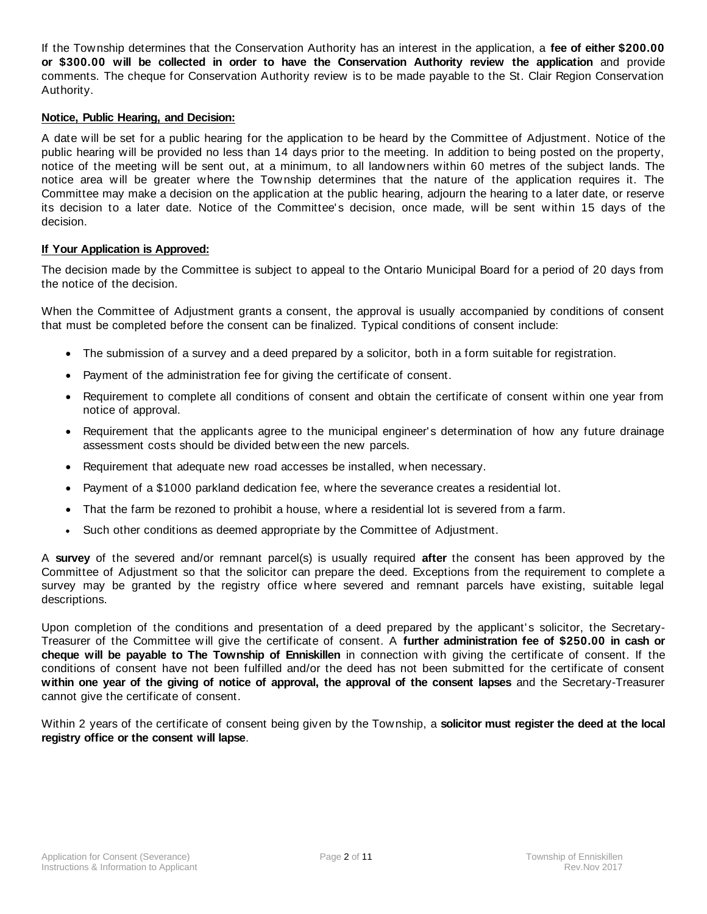If the Township determines that the Conservation Authority has an interest in the application, a **fee of either $200.00 or $300.00 will be collected in order to have the Conservation Authority review the application** and provide comments. The cheque for Conservation Authority review is to be made payable to the St. Clair Region Conservation Authority.

**Notice, Public Hearing, and Decision:**

A date will be set for a public hearing for the application to be heard by the Committee of Adjustment. Notice of the public hearing will be provided no less than 14 days prior to the meeting. In addition to being posted on the property, notice of the meeting will be sent out, at a minimum, to all landowners within 60 metres of the subject lands. The notice area will be greater where the Township determines that the nature of the application requires it. The Committee may make a decision on the application at the public hearing, adjourn the hearing to a later date, or reserve its decision to a later date. Notice of the Committee's decision, once made, will be sent within 15 days of the decision.

**If Your Application is Approved:**

The decision made by the Committee is subject to appeal to the Ontario Municipal Board for a period of 20 days from the notice of the decision.

When the Committee of Adjustment grants a consent, the approval is usually accompanied by conditions of consent that must be completed before the consent can be finalized. Typical conditions of consent include:

- The submission of a survey and a deed prepared by a solicitor, both in a form suitable for registration.
- Payment of the administration fee for giving the certificate of consent.
- Requirement to complete all conditions of consent and obtain the certificate of consent within one year from notice of approval.
- Requirement that the applicants agree to the municipal engineer's determination of how any future drainage assessment costs should be divided between the new parcels.
- Requirement that adequate new road accesses be installed, when necessary.
- Payment of a $1000 parkland dedication fee, where the severance creates a residential lot.
- That the farm be rezoned to prohibit a house, where a residential lot is severed from a farm.
- Such other conditions as deemed appropriate by the Committee of Adjustment.

A **survey** of the severed and/or remnant parcel(s) is usually required **after** the consent has been approved by the Committee of Adjustment so that the solicitor can prepare the deed. Exceptions from the requirement to complete a survey may be granted by the registry office where severed and remnant parcels have existing, suitable legal descriptions.

Upon completion of the conditions and presentation of a deed prepared by the applicant's solicitor, the Secretary-Treasurer of the Committee will give the certificate of consent. A **further administration fee of $250.00 in cash or cheque will be payable to The Township of Enniskillen** in connection with giving the certificate of consent. If the conditions of consent have not been fulfilled and/or the deed has not been submitted for the certificate of consent **within one year of the giving of notice of approval, the approval of the consent lapses** and the Secretary-Treasurer cannot give the certificate of consent.

Within 2 years of the certificate of consent being given by the Township, a **solicitor must register the deed at the local registry office or the consent will lapse**.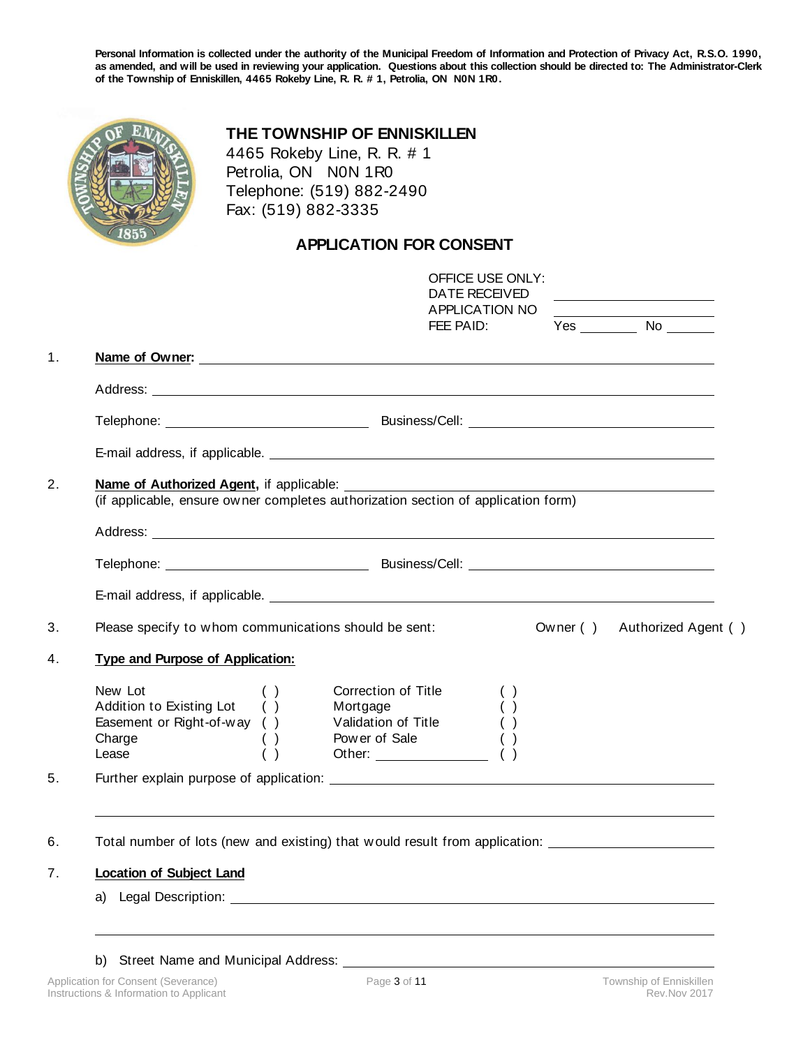**Personal Information is collected under the authority of the Municipal Freedom of Information and Protection of Privacy Act, R.S.O. 1990, as amended, and will be used in reviewing your application. Questions about this collection should be directed to: The Administrator-Clerk of the Township of Enniskillen, 4465 Rokeby Line, R. R. # 1, Petrolia, ON N0N 1R0.**

**THE TOWNSHIP OF ENNISKILLEN**
4465 Rokeby Line, R. R. # 1
Petrolia, ON N0N 1R0
Telephone: (519) 882-2490
Fax: (519) 882-3335

## APPLICATION FOR CONSENT

OFFICE USE ONLY:
DATE RECEIVED ____________________
APPLICATION NO ____________________
FEE PAID: Yes ________ No ________

1. **Name of Owner:** ____________________

   Address: ____________________

   Telephone: ____________________ Business/Cell: ____________________

   E-mail address, if applicable. ____________________

2. **Name of Authorized Agent,** if applicable: ____________________
   (if applicable, ensure owner completes authorization section of application form)

   Address: ____________________

   Telephone: ____________________ Business/Cell: ____________________

   E-mail address, if applicable. ____________________

3. Please specify to whom communications should be sent: Owner ( ) Authorized Agent ( )

4. **Type and Purpose of Application:**

   | | | | |
   |---|---|---|---|
   | New Lot | ( ) | Correction of Title | ( ) |
   | Addition to Existing Lot | ( ) | Mortgage | ( ) |
   | Easement or Right-of-way | ( ) | Validation of Title | ( ) |
   | Charge | ( ) | Power of Sale | ( ) |
   | Lease | ( ) | Other: ____________ | ( ) |

5. Further explain purpose of application: ____________________

   ____________________

6. Total number of lots (new and existing) that would result from application: ____________________

7. **Location of Subject Land**

   a) Legal Description: ____________________

   ____________________

   b) Street Name and Municipal Address: ____________________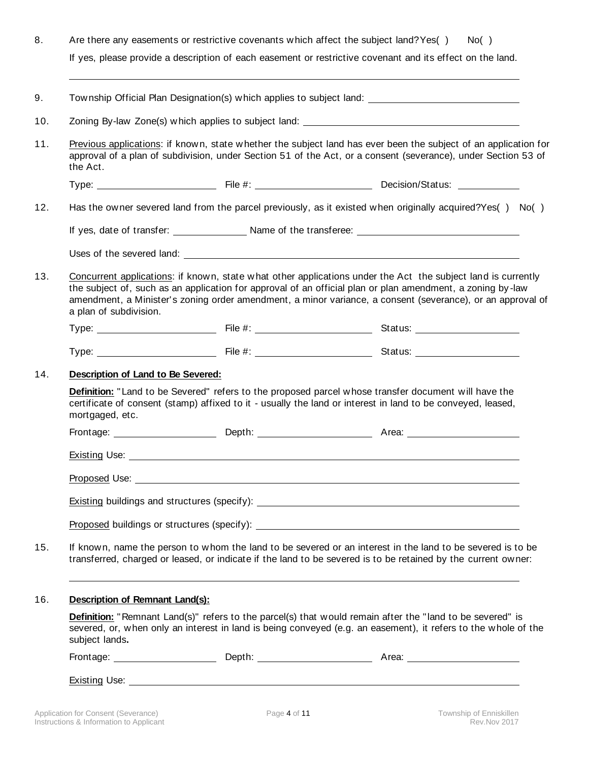8. Are there any easements or restrictive covenants which affect the subject land? Yes( ) No( )

   If yes, please provide a description of each easement or restrictive covenant and its effect on the land.

   ______________________________________________________________________

9. Township Official Plan Designation(s) which applies to subject land: ____________________

10. Zoning By-law Zone(s) which applies to subject land: ____________________

11. <u>Previous applications</u>: if known, state whether the subject land has ever been the subject of an application for approval of a plan of subdivision, under Section 51 of the Act, or a consent (severance), under Section 53 of the Act.

    Type: ____________ File #: ____________ Decision/Status: ____________

12. Has the owner severed land from the parcel previously, as it existed when originally acquired? Yes( ) No( )

    If yes, date of transfer: ____________ Name of the transferee: ____________

    Uses of the severed land: ____________________

13. <u>Concurrent applications</u>: if known, state what other applications under the Act the subject land is currently the subject of, such as an application for approval of an official plan or plan amendment, a zoning by-law amendment, a Minister's zoning order amendment, a minor variance, a consent (severance), or an approval of a plan of subdivision.

    Type: ____________ File #: ____________ Status: ____________

    Type: ____________ File #: ____________ Status: ____________

14. **<u>Description of Land to Be Severed:</u>**

    **<u>Definition:</u>** "Land to be Severed" refers to the proposed parcel whose transfer document will have the certificate of consent (stamp) affixed to it - usually the land or interest in land to be conveyed, leased, mortgaged, etc.

    Frontage: ____________ Depth: ____________ Area: ____________

    <u>Existing</u> Use: ____________________

    <u>Proposed</u> Use: ____________________

    <u>Existing</u> buildings and structures (specify): ____________________

    <u>Proposed</u> buildings or structures (specify): ____________________

15. If known, name the person to whom the land to be severed or an interest in the land to be severed is to be transferred, charged or leased, or indicate if the land to be severed is to be retained by the current owner:

    ______________________________________________________________________

16. **<u>Description of Remnant Land(s):</u>**

    **<u>Definition:</u>** "Remnant Land(s)" refers to the parcel(s) that would remain after the "land to be severed" is severed, or, when only an interest in land is being conveyed (e.g. an easement), it refers to the whole of the subject lands**.**

    Frontage: ____________ Depth: ____________ Area: ____________

    <u>Existing</u> Use: ____________________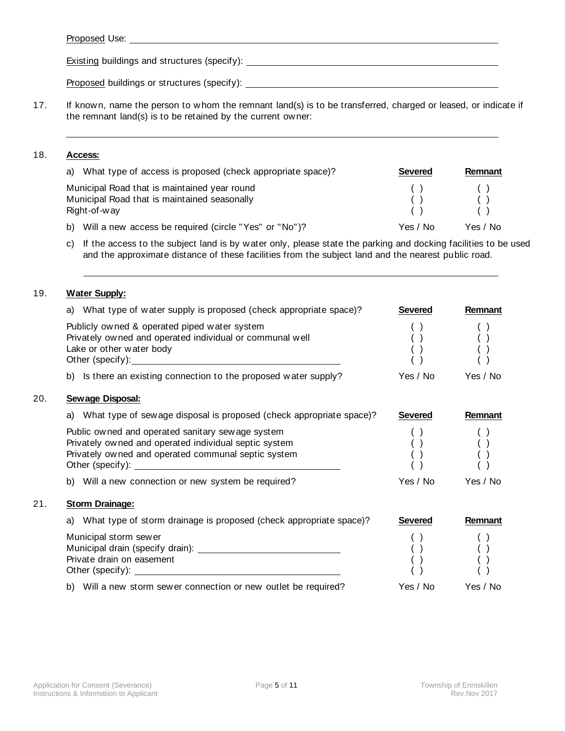Proposed Use: ______________________________________________________________

Existing buildings and structures (specify): ____________________________________

Proposed buildings or structures (specify): ____________________________________

17. If known, name the person to whom the remnant land(s) is to be transferred, charged or leased, or indicate if the remnant land(s) is to be retained by the current owner:

______________________________________________________________________

18. **Access:**

a) What type of access is proposed (check appropriate space)?

| | **Severed** | **Remnant** |
|---|---|---|
| Municipal Road that is maintained year round | ( ) | ( ) |
| Municipal Road that is maintained seasonally | ( ) | ( ) |
| Right-of-way | ( ) | ( ) |
| b) Will a new access be required (circle "Yes" or "No")? | Yes / No | Yes / No |

c) If the access to the subject land is by water only, please state the parking and docking facilities to be used and the approximate distance of these facilities from the subject land and the nearest public road.

______________________________________________________________________

19. **Water Supply:**

a) What type of water supply is proposed (check appropriate space)?

| | **Severed** | **Remnant** |
|---|---|---|
| Publicly owned & operated piped water system | ( ) | ( ) |
| Privately owned and operated individual or communal well | ( ) | ( ) |
| Lake or other water body | ( ) | ( ) |
| Other (specify): ______________________ | ( ) | ( ) |
| b) Is there an existing connection to the proposed water supply? | Yes / No | Yes / No |

20. **Sewage Disposal:**

a) What type of sewage disposal is proposed (check appropriate space)?

| | **Severed** | **Remnant** |
|---|---|---|
| Public owned and operated sanitary sewage system | ( ) | ( ) |
| Privately owned and operated individual septic system | ( ) | ( ) |
| Privately owned and operated communal septic system | ( ) | ( ) |
| Other (specify): ______________________ | ( ) | ( ) |
| b) Will a new connection or new system be required? | Yes / No | Yes / No |

21. **Storm Drainage:**

a) What type of storm drainage is proposed (check appropriate space)?

| | **Severed** | **Remnant** |
|---|---|---|
| Municipal storm sewer | ( ) | ( ) |
| Municipal drain (specify drain): ______________ | ( ) | ( ) |
| Private drain on easement | ( ) | ( ) |
| Other (specify): ______________________ | ( ) | ( ) |
| b) Will a new storm sewer connection or new outlet be required? | Yes / No | Yes / No |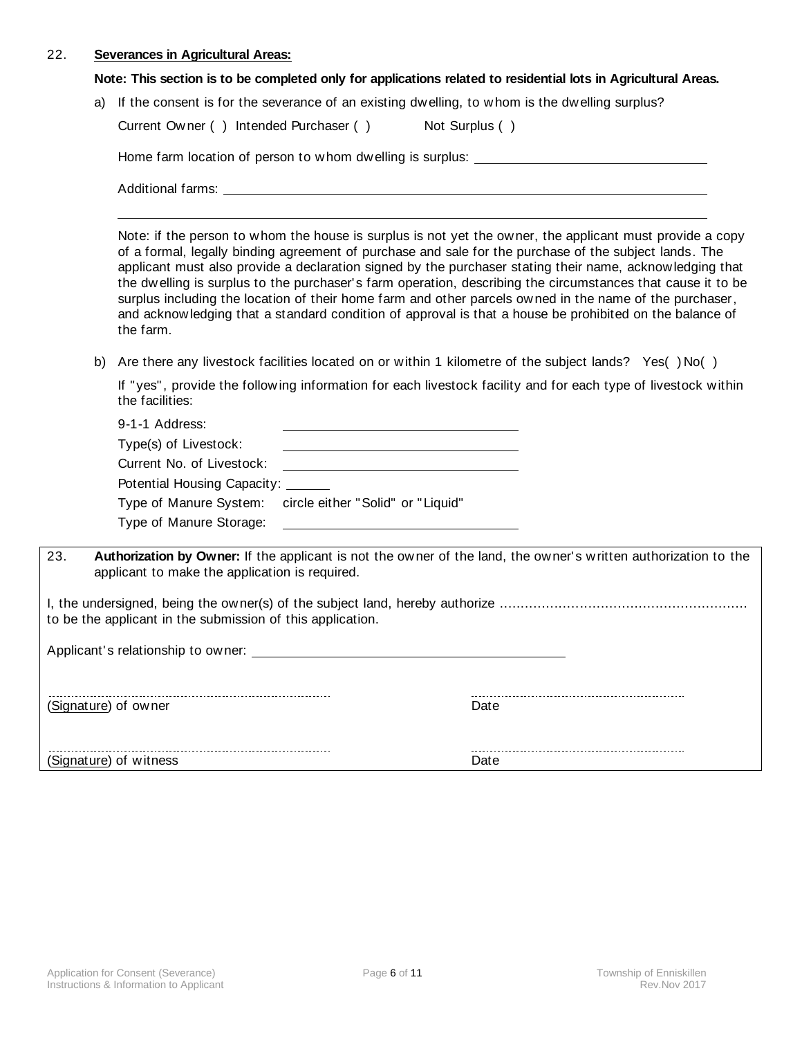22. **Severances in Agricultural Areas:**

**Note: This section is to be completed only for applications related to residential lots in Agricultural Areas.**

a) If the consent is for the severance of an existing dwelling, to whom is the dwelling surplus?

Current Owner ( ) Intended Purchaser ( ) Not Surplus ( )

Home farm location of person to whom dwelling is surplus: ________________________________

Additional farms: ________________________________________________________________________

________________________________________________________________________________________

Note: if the person to whom the house is surplus is not yet the owner, the applicant must provide a copy of a formal, legally binding agreement of purchase and sale for the purchase of the subject lands. The applicant must also provide a declaration signed by the purchaser stating their name, acknowledging that the dwelling is surplus to the purchaser's farm operation, describing the circumstances that cause it to be surplus including the location of their home farm and other parcels owned in the name of the purchaser, and acknowledging that a standard condition of approval is that a house be prohibited on the balance of the farm.

b) Are there any livestock facilities located on or within 1 kilometre of the subject lands? Yes( ) No( )

If "yes", provide the following information for each livestock facility and for each type of livestock within the facilities:

9-1-1 Address: ________________________________

Type(s) of Livestock: ________________________________

Current No. of Livestock: ________________________________

Potential Housing Capacity: ______

Type of Manure System: circle either "Solid" or "Liquid"

Type of Manure Storage: ________________________________

23. **Authorization by Owner:** If the applicant is not the owner of the land, the owner's written authorization to the applicant to make the application is required.

I, the undersigned, being the owner(s) of the subject land, hereby authorize ……………………………………………………… to be the applicant in the submission of this application.

Applicant's relationship to owner: ____________________________________________

………………………………………………………………… ……………………………………………………
(Signature) of owner Date

………………………………………………………………… ……………………………………………………
(Signature) of witness Date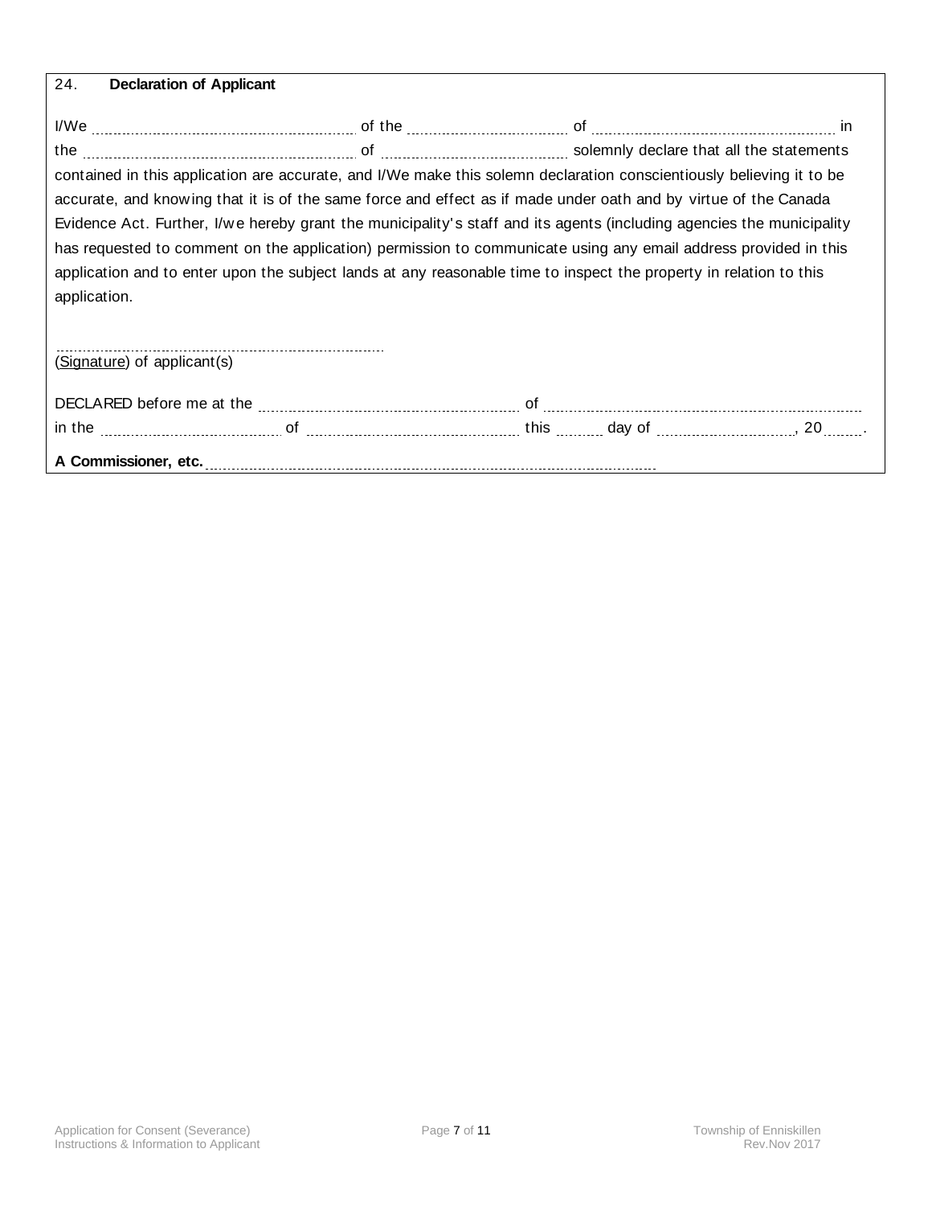## 24. Declaration of Applicant

I/We .................................................. of the .............................. of .............................................. in the .................................................. of .............................. solemnly declare that all the statements contained in this application are accurate, and I/We make this solemn declaration conscientiously believing it to be accurate, and knowing that it is of the same force and effect as if made under oath and by virtue of the Canada Evidence Act. Further, I/we hereby grant the municipality's staff and its agents (including agencies the municipality has requested to comment on the application) permission to communicate using any email address provided in this application and to enter upon the subject lands at any reasonable time to inspect the property in relation to this application.

..............................................................................
(Signature) of applicant(s)

DECLARED before me at the .................................................. of .................................................................
in the .............................. of ........................................ this ........ day of ........................., 20.......

**A Commissioner, etc.** ....................................................................................................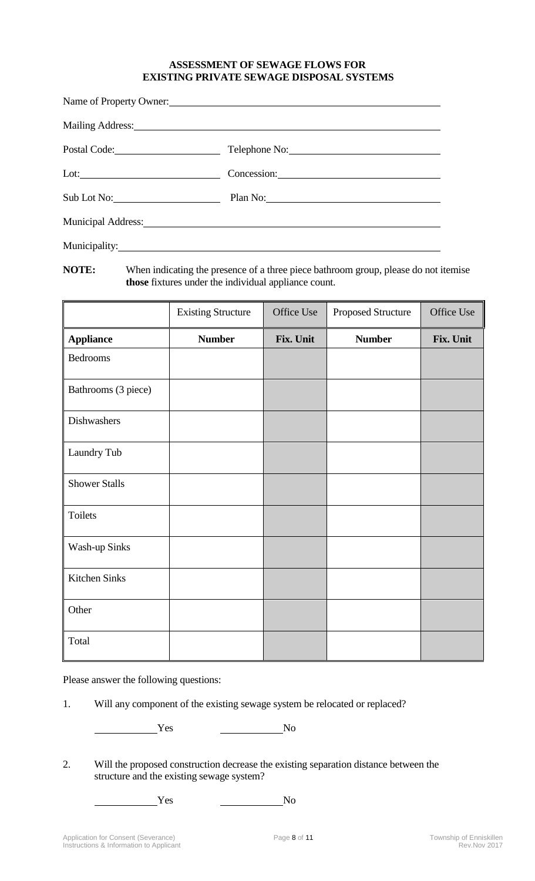**ASSESSMENT OF SEWAGE FLOWS FOR**
**EXISTING PRIVATE SEWAGE DISPOSAL SYSTEMS**

Name of Property Owner: ______________________________

Mailing Address: ______________________________

Postal Code: ______________ Telephone No: ______________

Lot: ______________ Concession: ______________

Sub Lot No: ______________ Plan No: ______________

Municipal Address: ______________________________

Municipality: ______________________________

**NOTE:** When indicating the presence of a three piece bathroom group, please do not itemise **those** fixtures under the individual appliance count.

| | Existing Structure | Office Use | Proposed Structure | Office Use |
|---|---|---|---|---|
| **Appliance** | **Number** | **Fix. Unit** | **Number** | **Fix. Unit** |
| Bedrooms | | | | |
| Bathrooms (3 piece) | | | | |
| Dishwashers | | | | |
| Laundry Tub | | | | |
| Shower Stalls | | | | |
| Toilets | | | | |
| Wash-up Sinks | | | | |
| Kitchen Sinks | | | | |
| Other | | | | |
| Total | | | | |

Please answer the following questions:

1. Will any component of the existing sewage system be relocated or replaced?

   ________ Yes ________ No

2. Will the proposed construction decrease the existing separation distance between the structure and the existing sewage system?

   ________ Yes ________ No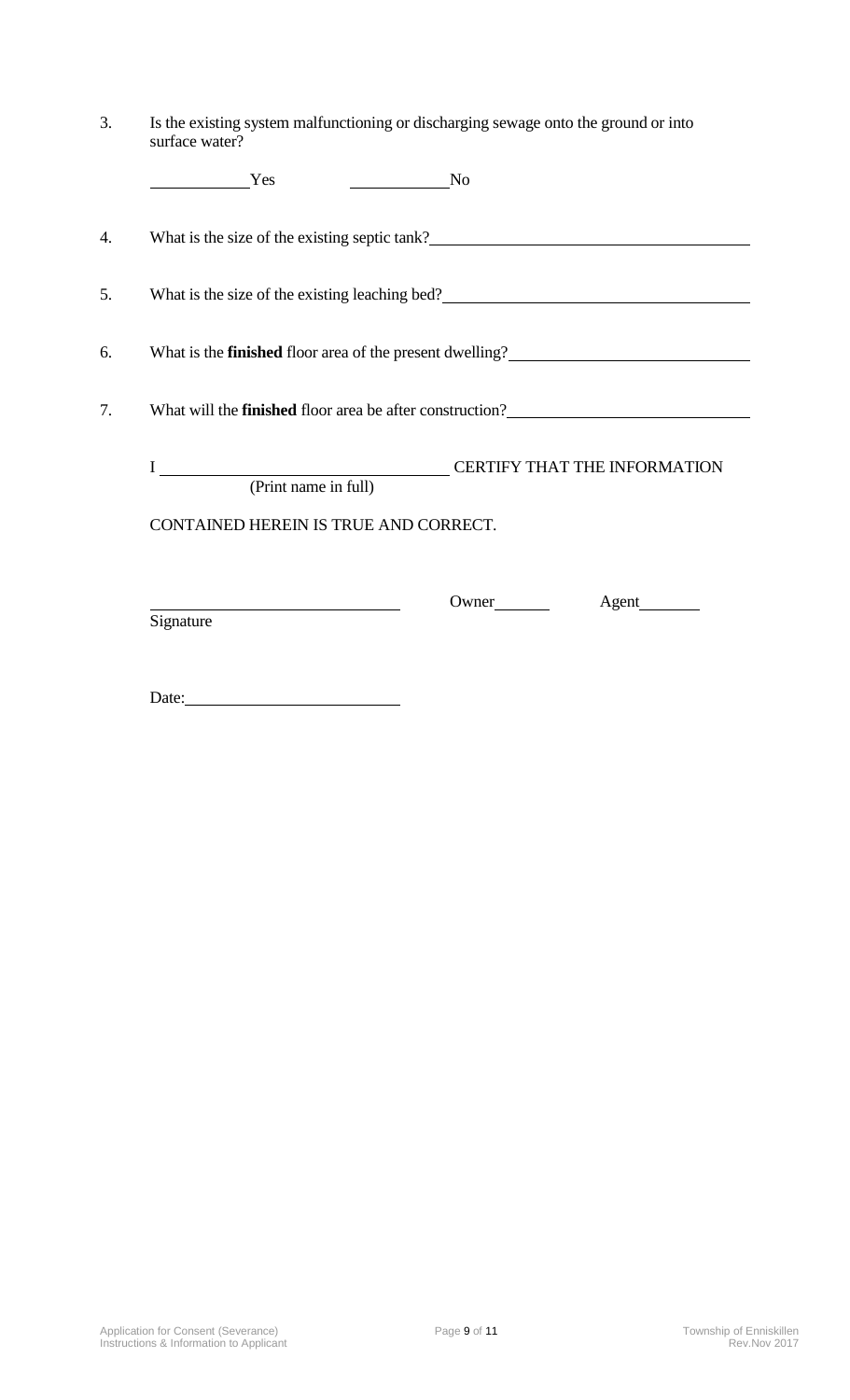3. Is the existing system malfunctioning or discharging sewage onto the ground or into surface water?

   \_\_\_\_\_\_\_\_\_\_\_\_ Yes        \_\_\_\_\_\_\_\_\_\_\_\_ No

4. What is the size of the existing septic tank? \_\_\_\_\_\_\_\_\_\_\_\_\_\_\_\_\_\_\_\_\_\_\_\_\_\_\_\_\_\_

5. What is the size of the existing leaching bed? \_\_\_\_\_\_\_\_\_\_\_\_\_\_\_\_\_\_\_\_\_\_\_\_\_\_\_\_\_\_

6. What is the **finished** floor area of the present dwelling? \_\_\_\_\_\_\_\_\_\_\_\_\_\_\_\_\_\_\_\_\_\_\_\_\_\_\_\_\_\_

7. What will the **finished** floor area be after construction? \_\_\_\_\_\_\_\_\_\_\_\_\_\_\_\_\_\_\_\_\_\_\_\_\_\_\_\_\_\_

   I \_\_\_\_\_\_\_\_\_\_\_\_\_\_\_\_\_\_\_\_\_\_\_\_\_\_\_\_\_\_ CERTIFY THAT THE INFORMATION
   (Print name in full)

   CONTAINED HEREIN IS TRUE AND CORRECT.

   \_\_\_\_\_\_\_\_\_\_\_\_\_\_\_\_\_\_\_\_\_\_\_\_\_\_\_\_\_\_        Owner \_\_\_\_\_\_\_\_        Agent \_\_\_\_\_\_\_\_
   Signature

   Date: \_\_\_\_\_\_\_\_\_\_\_\_\_\_\_\_\_\_\_\_\_\_\_\_\_\_\_\_\_\_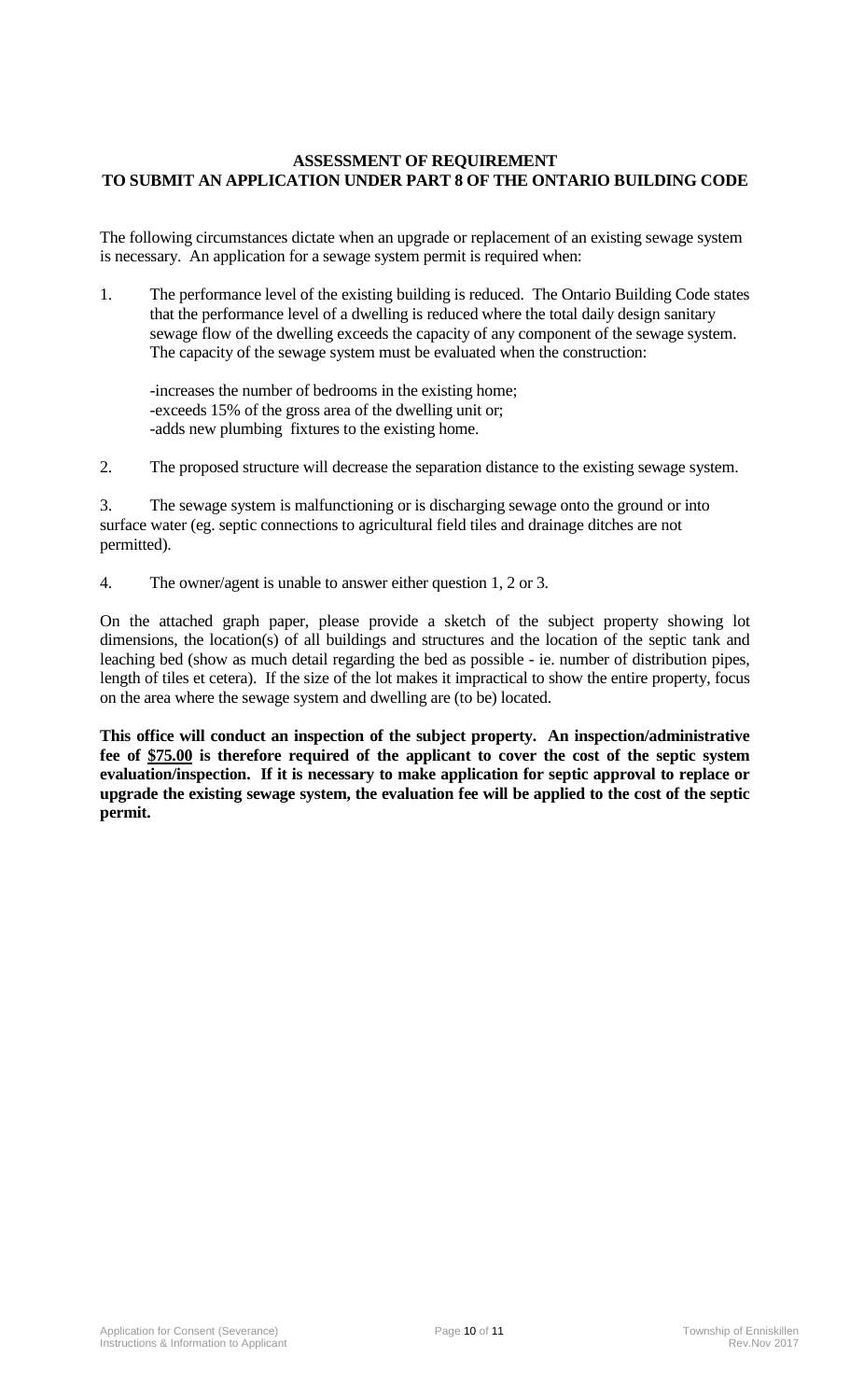**ASSESSMENT OF REQUIREMENT**
**TO SUBMIT AN APPLICATION UNDER PART 8 OF THE ONTARIO BUILDING CODE**

The following circumstances dictate when an upgrade or replacement of an existing sewage system is necessary. An application for a sewage system permit is required when:

1. The performance level of the existing building is reduced. The Ontario Building Code states that the performance level of a dwelling is reduced where the total daily design sanitary sewage flow of the dwelling exceeds the capacity of any component of the sewage system. The capacity of the sewage system must be evaluated when the construction:

   -increases the number of bedrooms in the existing home;
   -exceeds 15% of the gross area of the dwelling unit or;
   -adds new plumbing fixtures to the existing home.

2. The proposed structure will decrease the separation distance to the existing sewage system.

3. The sewage system is malfunctioning or is discharging sewage onto the ground or into surface water (eg. septic connections to agricultural field tiles and drainage ditches are not permitted).

4. The owner/agent is unable to answer either question 1, 2 or 3.

On the attached graph paper, please provide a sketch of the subject property showing lot dimensions, the location(s) of all buildings and structures and the location of the septic tank and leaching bed (show as much detail regarding the bed as possible - ie. number of distribution pipes, length of tiles et cetera). If the size of the lot makes it impractical to show the entire property, focus on the area where the sewage system and dwelling are (to be) located.

**This office will conduct an inspection of the subject property. An inspection/administrative fee of <u>$75.00</u> is therefore required of the applicant to cover the cost of the septic system evaluation/inspection. If it is necessary to make application for septic approval to replace or upgrade the existing sewage system, the evaluation fee will be applied to the cost of the septic permit.**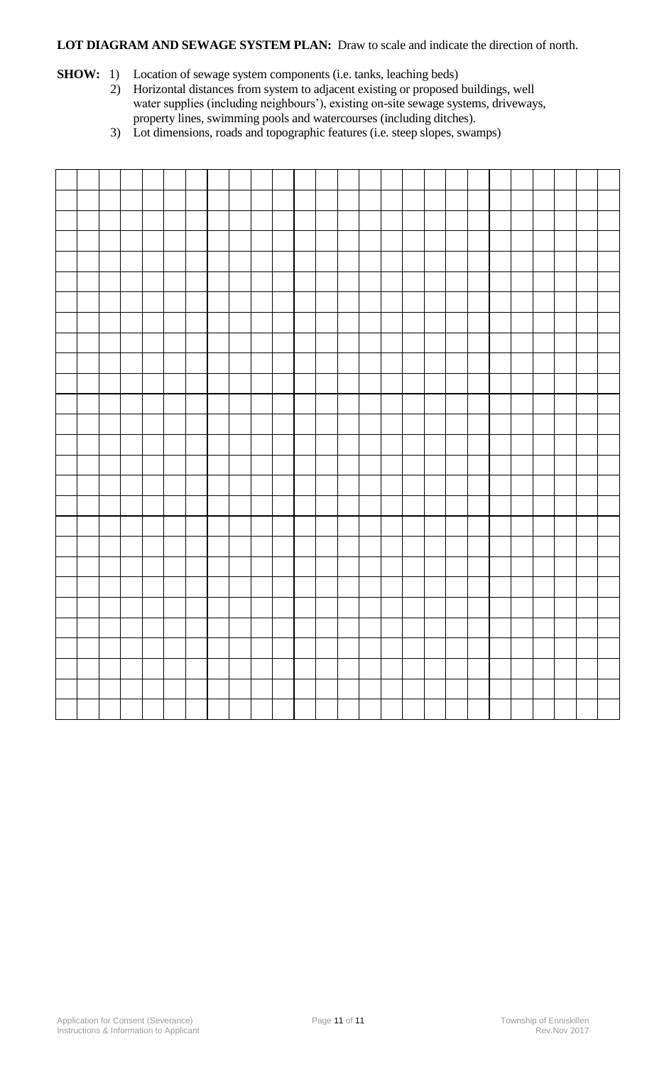**LOT DIAGRAM AND SEWAGE SYSTEM PLAN:** Draw to scale and indicate the direction of north.

**SHOW:**

1) Location of sewage system components (i.e. tanks, leaching beds)
2) Horizontal distances from system to adjacent existing or proposed buildings, well water supplies (including neighbours'), existing on-site sewage systems, driveways, property lines, swimming pools and watercourses (including ditches).
3) Lot dimensions, roads and topographic features (i.e. steep slopes, swamps)